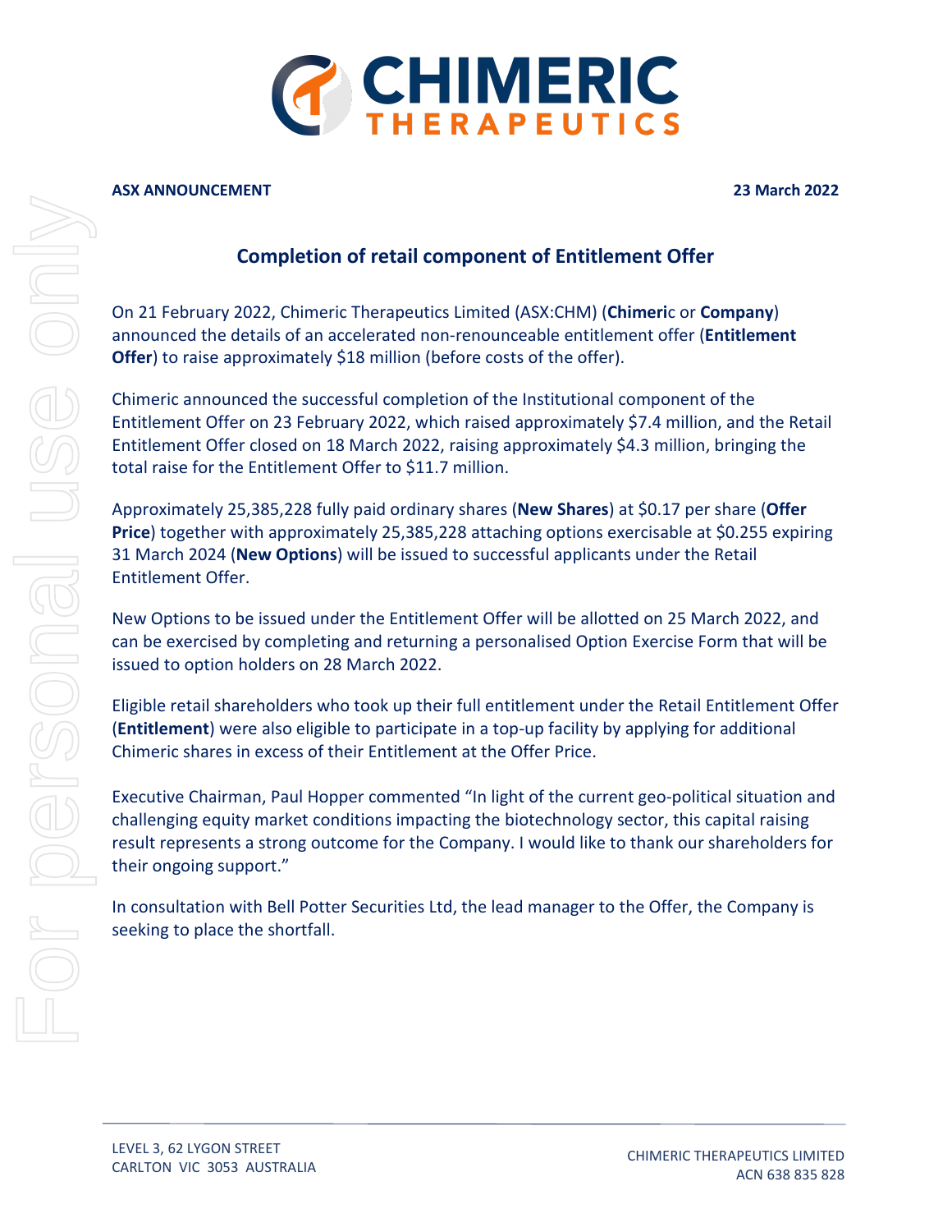**ASX ANNOUNCEMENT** **23 March 2022**

## Completion of retail component of Entitlement Offer

On 21 February 2022, Chimeric Therapeutics Limited (ASX:CHM) (**Chimeri**c or **Company**) announced the details of an accelerated non-renounceable entitlement offer (**Entitlement Offer**) to raise approximately $18 million (before costs of the offer).

Chimeric announced the successful completion of the Institutional component of the Entitlement Offer on 23 February 2022, which raised approximately $7.4 million, and the Retail Entitlement Offer closed on 18 March 2022, raising approximately $4.3 million, bringing the total raise for the Entitlement Offer to $11.7 million.

Approximately 25,385,228 fully paid ordinary shares (**New Shares**) at $0.17 per share (**Offer Price**) together with approximately 25,385,228 attaching options exercisable at $0.255 expiring 31 March 2024 (**New Options**) will be issued to successful applicants under the Retail Entitlement Offer.

New Options to be issued under the Entitlement Offer will be allotted on 25 March 2022, and can be exercised by completing and returning a personalised Option Exercise Form that will be issued to option holders on 28 March 2022.

Eligible retail shareholders who took up their full entitlement under the Retail Entitlement Offer (**Entitlement**) were also eligible to participate in a top-up facility by applying for additional Chimeric shares in excess of their Entitlement at the Offer Price.

Executive Chairman, Paul Hopper commented "In light of the current geo-political situation and challenging equity market conditions impacting the biotechnology sector, this capital raising result represents a strong outcome for the Company. I would like to thank our shareholders for their ongoing support."

In consultation with Bell Potter Securities Ltd, the lead manager to the Offer, the Company is seeking to place the shortfall.

LEVEL 3, 62 LYGON STREET
CARLTON VIC 3053 AUSTRALIA

CHIMERIC THERAPEUTICS LIMITED
ACN 638 835 828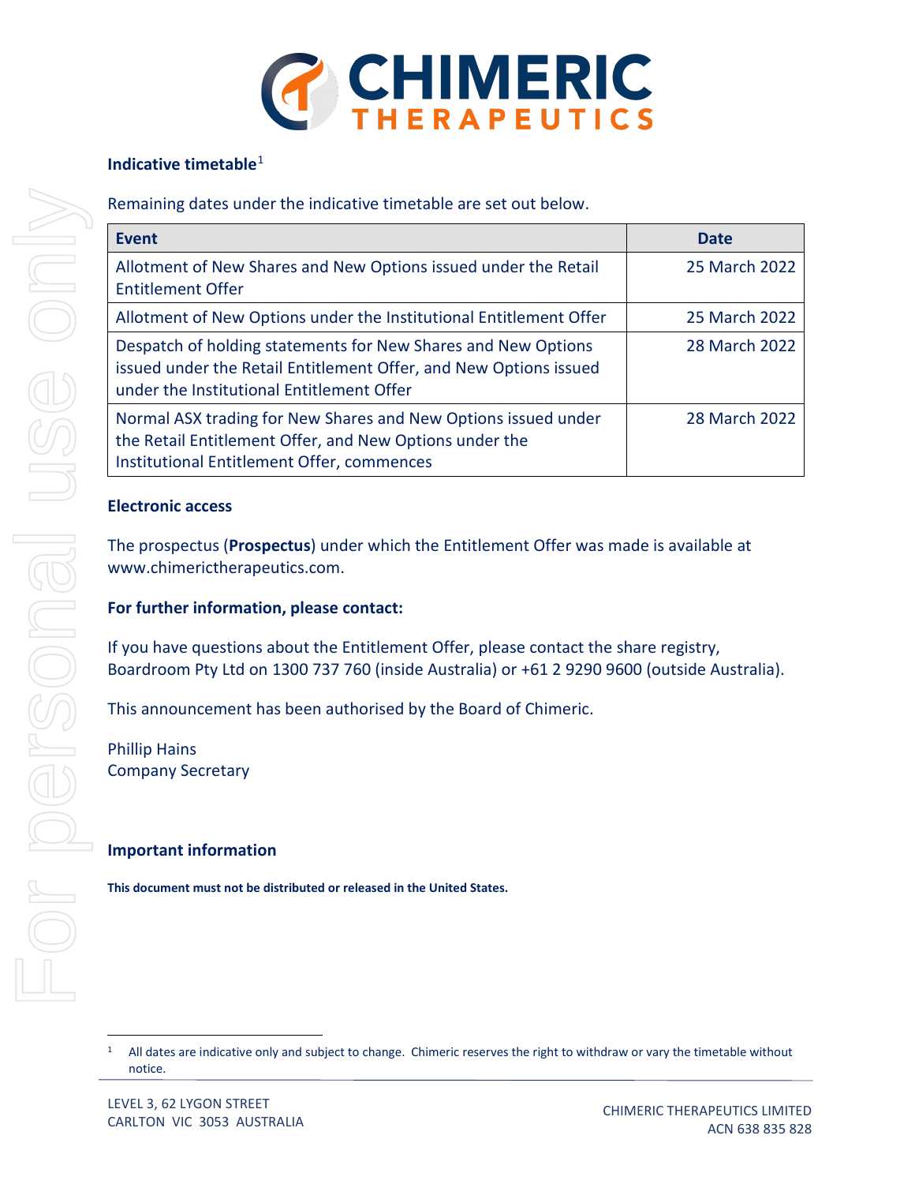**Indicative timetable**[1]

Remaining dates under the indicative timetable are set out below.

| Event | Date |
|---|---|
| Allotment of New Shares and New Options issued under the Retail Entitlement Offer | 25 March 2022 |
| Allotment of New Options under the Institutional Entitlement Offer | 25 March 2022 |
| Despatch of holding statements for New Shares and New Options issued under the Retail Entitlement Offer, and New Options issued under the Institutional Entitlement Offer | 28 March 2022 |
| Normal ASX trading for New Shares and New Options issued under the Retail Entitlement Offer, and New Options under the Institutional Entitlement Offer, commences | 28 March 2022 |

**Electronic access**

The prospectus (**Prospectus**) under which the Entitlement Offer was made is available at www.chimerictherapeutics.com.

**For further information, please contact:**

If you have questions about the Entitlement Offer, please contact the share registry, Boardroom Pty Ltd on 1300 737 760 (inside Australia) or +61 2 9290 9600 (outside Australia).

This announcement has been authorised by the Board of Chimeric.

Phillip Hains
Company Secretary

**Important information**

**This document must not be distributed or released in the United States.**

[1] All dates are indicative only and subject to change. Chimeric reserves the right to withdraw or vary the timetable without notice.

LEVEL 3, 62 LYGON STREET
CARLTON VIC 3053 AUSTRALIA

CHIMERIC THERAPEUTICS LIMITED
ACN 638 835 828